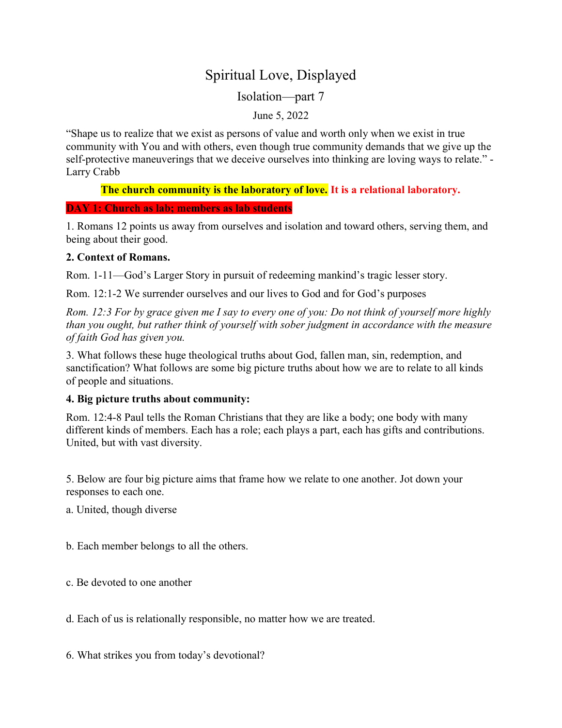# Spiritual Love, Displayed

## Isolation—part 7

June 5, 2022

"Shape us to realize that we exist as persons of value and worth only when we exist in true community with You and with others, even though true community demands that we give up the self-protective maneuverings that we deceive ourselves into thinking are loving ways to relate." - Larry Crabb

**The church community is the laboratory of love. It is a relational laboratory.**

**DAY 1: Church as lab; members as lab students**

1. Romans 12 points us away from ourselves and isolation and toward others, serving them, and being about their good.

**2. Context of Romans.**

Rom. 1-11—God's Larger Story in pursuit of redeeming mankind's tragic lesser story.

Rom. 12:1-2 We surrender ourselves and our lives to God and for God's purposes

*Rom. 12:3 For by grace given me I say to every one of you: Do not think of yourself more highly than you ought, but rather think of yourself with sober judgment in accordance with the measure of faith God has given you.*

3. What follows these huge theological truths about God, fallen man, sin, redemption, and sanctification? What follows are some big picture truths about how we are to relate to all kinds of people and situations.

**4. Big picture truths about community:**

Rom. 12:4-8 Paul tells the Roman Christians that they are like a body; one body with many different kinds of members. Each has a role; each plays a part, each has gifts and contributions. United, but with vast diversity.

5. Below are four big picture aims that frame how we relate to one another. Jot down your responses to each one.

a. United, though diverse

b. Each member belongs to all the others.

c. Be devoted to one another

d. Each of us is relationally responsible, no matter how we are treated.

6. What strikes you from today's devotional?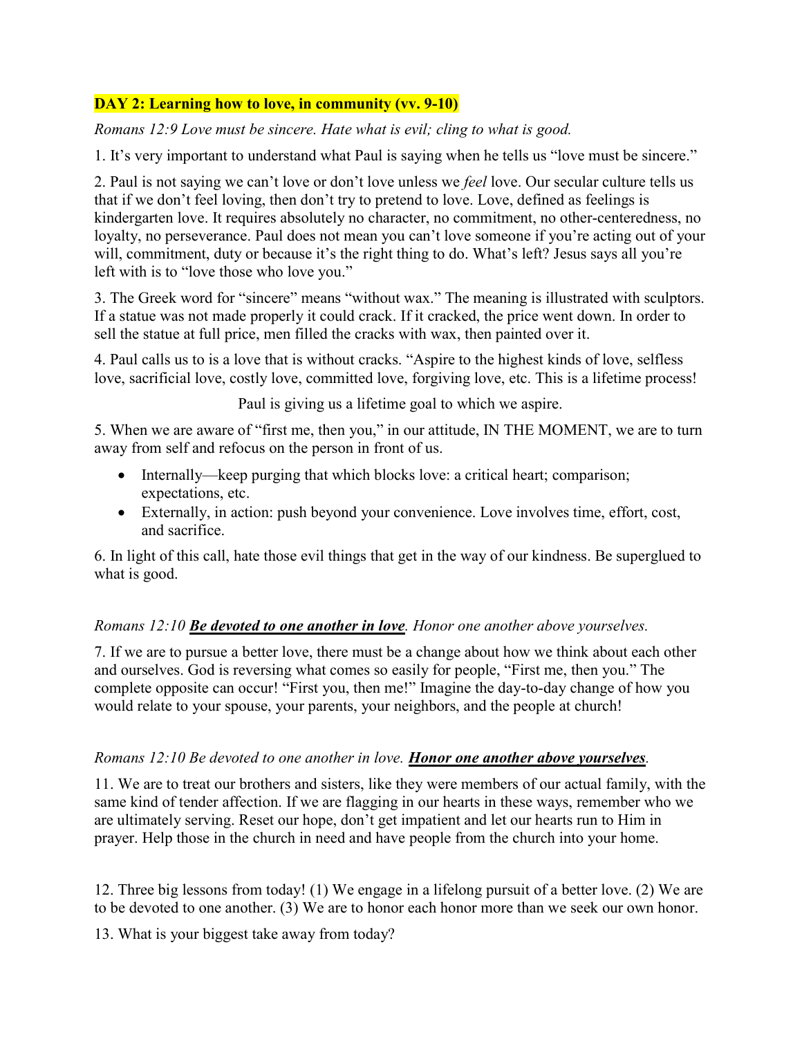**DAY 2: Learning how to love, in community (vv. 9-10)**

*Romans 12:9 Love must be sincere. Hate what is evil; cling to what is good.*

1. It's very important to understand what Paul is saying when he tells us "love must be sincere."

2. Paul is not saying we can't love or don't love unless we *feel* love. Our secular culture tells us that if we don't feel loving, then don't try to pretend to love. Love, defined as feelings is kindergarten love. It requires absolutely no character, no commitment, no other-centeredness, no loyalty, no perseverance. Paul does not mean you can't love someone if you're acting out of your will, commitment, duty or because it's the right thing to do. What's left? Jesus says all you're left with is to "love those who love you."

3. The Greek word for "sincere" means "without wax." The meaning is illustrated with sculptors. If a statue was not made properly it could crack. If it cracked, the price went down. In order to sell the statue at full price, men filled the cracks with wax, then painted over it.

4. Paul calls us to is a love that is without cracks. "Aspire to the highest kinds of love, selfless love, sacrificial love, costly love, committed love, forgiving love, etc. This is a lifetime process!

Paul is giving us a lifetime goal to which we aspire.

5. When we are aware of "first me, then you," in our attitude, IN THE MOMENT, we are to turn away from self and refocus on the person in front of us.

- Internally—keep purging that which blocks love: a critical heart; comparison; expectations, etc.
- Externally, in action: push beyond your convenience. Love involves time, effort, cost, and sacrifice.

6. In light of this call, hate those evil things that get in the way of our kindness. Be superglued to what is good.

*Romans 12:10* ***Be devoted to one another in love****. Honor one another above yourselves.*

7. If we are to pursue a better love, there must be a change about how we think about each other and ourselves. God is reversing what comes so easily for people, "First me, then you." The complete opposite can occur! "First you, then me!" Imagine the day-to-day change of how you would relate to your spouse, your parents, your neighbors, and the people at church!

*Romans 12:10 Be devoted to one another in love.* ***Honor one another above yourselves****.*

11. We are to treat our brothers and sisters, like they were members of our actual family, with the same kind of tender affection. If we are flagging in our hearts in these ways, remember who we are ultimately serving. Reset our hope, don't get impatient and let our hearts run to Him in prayer. Help those in the church in need and have people from the church into your home.

12. Three big lessons from today! (1) We engage in a lifelong pursuit of a better love. (2) We are to be devoted to one another. (3) We are to honor each honor more than we seek our own honor.

13. What is your biggest take away from today?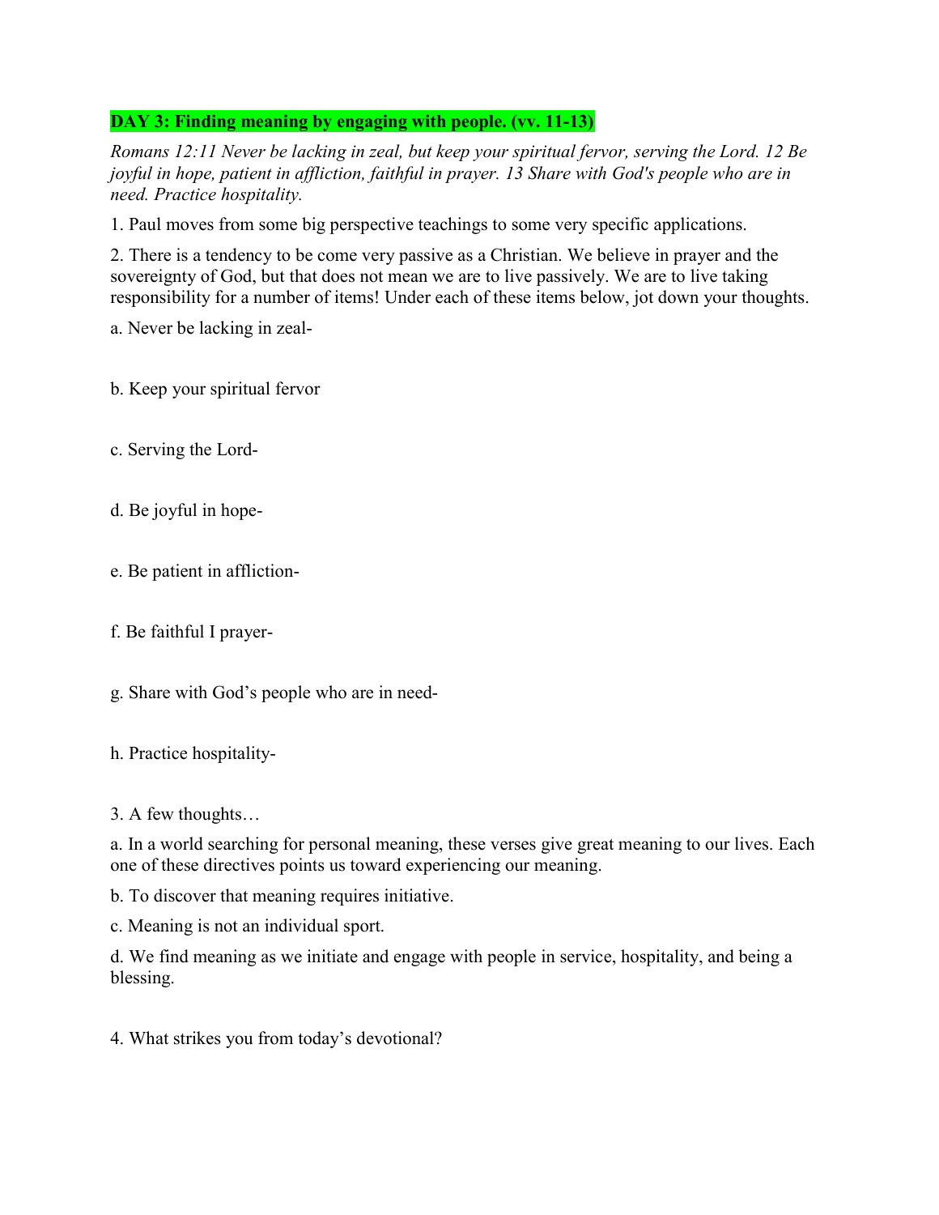**DAY 3: Finding meaning by engaging with people. (vv. 11-13)**

*Romans 12:11 Never be lacking in zeal, but keep your spiritual fervor, serving the Lord. 12 Be joyful in hope, patient in affliction, faithful in prayer. 13 Share with God's people who are in need. Practice hospitality.*

1. Paul moves from some big perspective teachings to some very specific applications.

2. There is a tendency to be come very passive as a Christian. We believe in prayer and the sovereignty of God, but that does not mean we are to live passively. We are to live taking responsibility for a number of items! Under each of these items below, jot down your thoughts.

a. Never be lacking in zeal-

b. Keep your spiritual fervor

c. Serving the Lord-

d. Be joyful in hope-

e. Be patient in affliction-

f. Be faithful I prayer-

g. Share with God's people who are in need-

h. Practice hospitality-

3. A few thoughts…

a. In a world searching for personal meaning, these verses give great meaning to our lives. Each one of these directives points us toward experiencing our meaning.

b. To discover that meaning requires initiative.

c. Meaning is not an individual sport.

d. We find meaning as we initiate and engage with people in service, hospitality, and being a blessing.

4. What strikes you from today's devotional?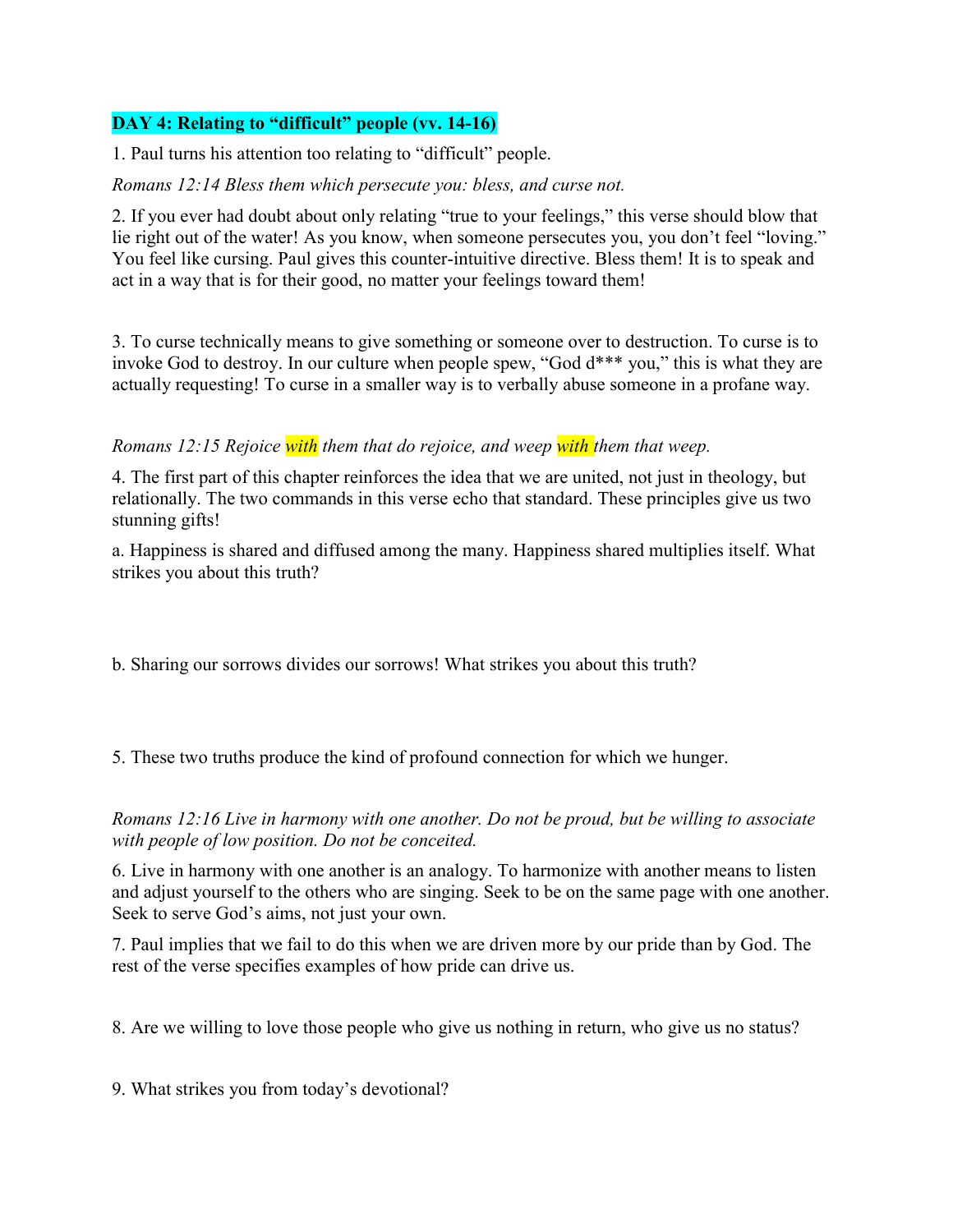**DAY 4: Relating to "difficult" people (vv. 14-16)**

1. Paul turns his attention too relating to "difficult" people.

*Romans 12:14 Bless them which persecute you: bless, and curse not.*

2. If you ever had doubt about only relating "true to your feelings," this verse should blow that lie right out of the water! As you know, when someone persecutes you, you don't feel "loving." You feel like cursing. Paul gives this counter-intuitive directive. Bless them! It is to speak and act in a way that is for their good, no matter your feelings toward them!

3. To curse technically means to give something or someone over to destruction. To curse is to invoke God to destroy. In our culture when people spew, "God d*** you," this is what they are actually requesting! To curse in a smaller way is to verbally abuse someone in a profane way.

*Romans 12:15 Rejoice with them that do rejoice, and weep with them that weep.*

4. The first part of this chapter reinforces the idea that we are united, not just in theology, but relationally. The two commands in this verse echo that standard. These principles give us two stunning gifts!

a. Happiness is shared and diffused among the many. Happiness shared multiplies itself. What strikes you about this truth?

b. Sharing our sorrows divides our sorrows! What strikes you about this truth?

5. These two truths produce the kind of profound connection for which we hunger.

*Romans 12:16 Live in harmony with one another. Do not be proud, but be willing to associate with people of low position. Do not be conceited.*

6. Live in harmony with one another is an analogy. To harmonize with another means to listen and adjust yourself to the others who are singing. Seek to be on the same page with one another. Seek to serve God's aims, not just your own.

7. Paul implies that we fail to do this when we are driven more by our pride than by God. The rest of the verse specifies examples of how pride can drive us.

8. Are we willing to love those people who give us nothing in return, who give us no status?

9. What strikes you from today's devotional?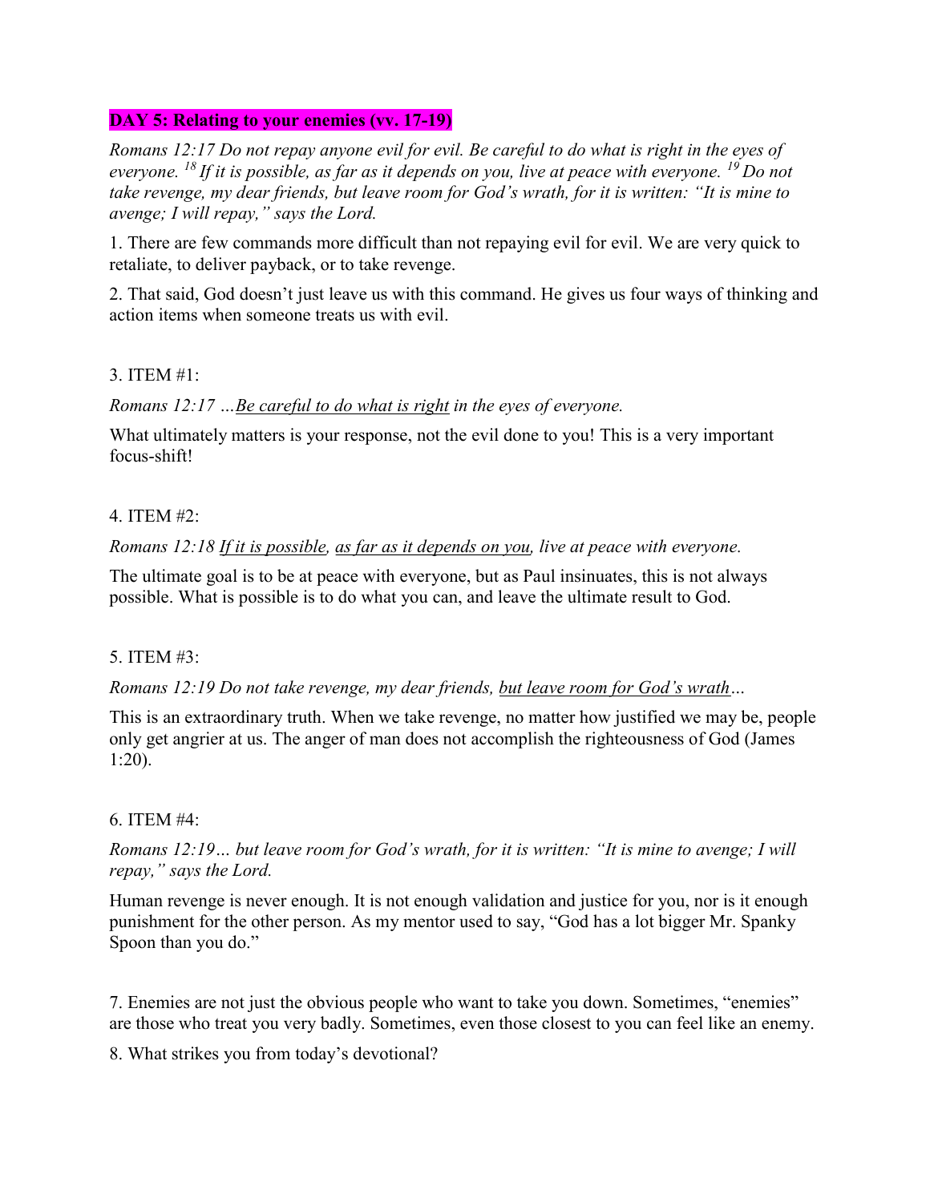## DAY 5: Relating to your enemies (vv. 17-19)

*Romans 12:17 Do not repay anyone evil for evil. Be careful to do what is right in the eyes of everyone. [18] If it is possible, as far as it depends on you, live at peace with everyone. [19] Do not take revenge, my dear friends, but leave room for God's wrath, for it is written: "It is mine to avenge; I will repay," says the Lord.*

1. There are few commands more difficult than not repaying evil for evil. We are very quick to retaliate, to deliver payback, or to take revenge.

2. That said, God doesn't just leave us with this command. He gives us four ways of thinking and action items when someone treats us with evil.

3. ITEM #1:

*Romans 12:17 …<u>Be careful to do what is right</u> in the eyes of everyone.*

What ultimately matters is your response, not the evil done to you! This is a very important focus-shift!

4. ITEM #2:

*Romans 12:18 <u>If it is possible</u>, <u>as far as it depends on you</u>, live at peace with everyone.*

The ultimate goal is to be at peace with everyone, but as Paul insinuates, this is not always possible. What is possible is to do what you can, and leave the ultimate result to God.

5. ITEM #3:

*Romans 12:19 Do not take revenge, my dear friends, <u>but leave room for God's wrath</u>…*

This is an extraordinary truth. When we take revenge, no matter how justified we may be, people only get angrier at us. The anger of man does not accomplish the righteousness of God (James 1:20).

6. ITEM #4:

*Romans 12:19… but leave room for God's wrath, for it is written: "It is mine to avenge; I will repay," says the Lord.*

Human revenge is never enough. It is not enough validation and justice for you, nor is it enough punishment for the other person. As my mentor used to say, "God has a lot bigger Mr. Spanky Spoon than you do."

7. Enemies are not just the obvious people who want to take you down. Sometimes, "enemies" are those who treat you very badly. Sometimes, even those closest to you can feel like an enemy.

8. What strikes you from today's devotional?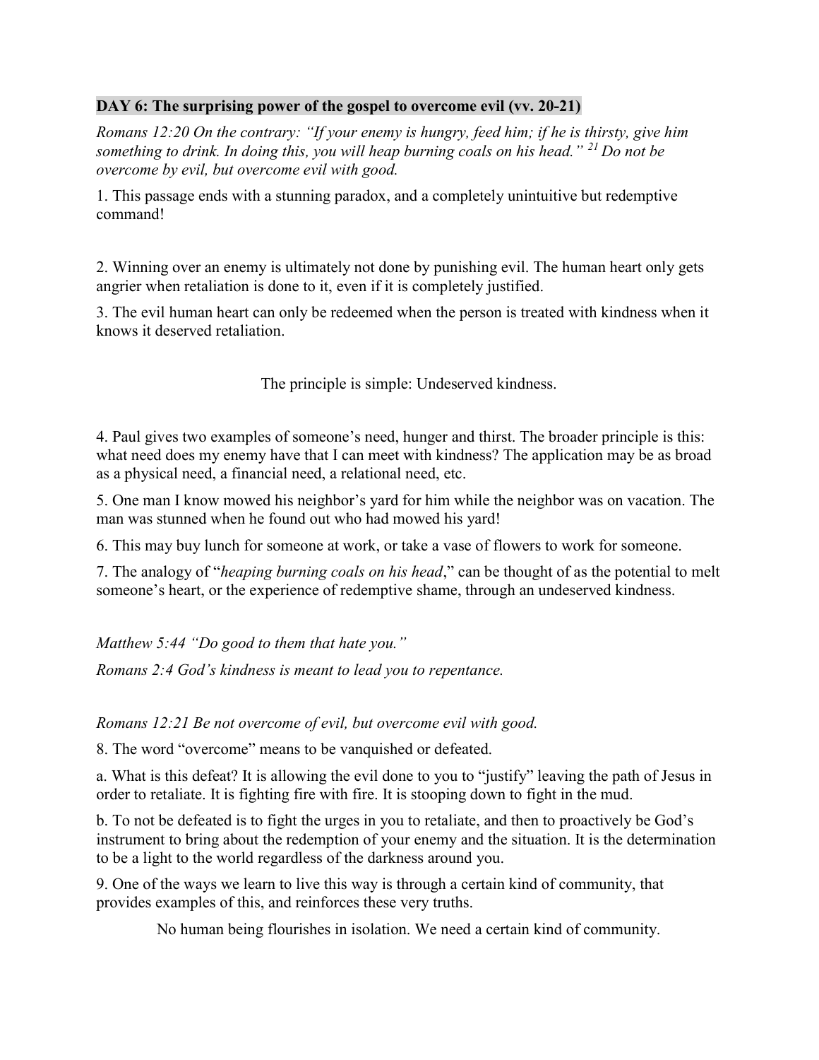**DAY 6: The surprising power of the gospel to overcome evil (vv. 20-21)**

*Romans 12:20 On the contrary: "If your enemy is hungry, feed him; if he is thirsty, give him something to drink. In doing this, you will heap burning coals on his head." [21] Do not be overcome by evil, but overcome evil with good.*

1. This passage ends with a stunning paradox, and a completely unintuitive but redemptive command!

2. Winning over an enemy is ultimately not done by punishing evil. The human heart only gets angrier when retaliation is done to it, even if it is completely justified.

3. The evil human heart can only be redeemed when the person is treated with kindness when it knows it deserved retaliation.

The principle is simple: Undeserved kindness.

4. Paul gives two examples of someone's need, hunger and thirst. The broader principle is this: what need does my enemy have that I can meet with kindness? The application may be as broad as a physical need, a financial need, a relational need, etc.

5. One man I know mowed his neighbor's yard for him while the neighbor was on vacation. The man was stunned when he found out who had mowed his yard!

6. This may buy lunch for someone at work, or take a vase of flowers to work for someone.

7. The analogy of "*heaping burning coals on his head*," can be thought of as the potential to melt someone's heart, or the experience of redemptive shame, through an undeserved kindness.

*Matthew 5:44 "Do good to them that hate you."*

*Romans 2:4 God's kindness is meant to lead you to repentance.*

*Romans 12:21 Be not overcome of evil, but overcome evil with good.*

8. The word "overcome" means to be vanquished or defeated.

a. What is this defeat? It is allowing the evil done to you to "justify" leaving the path of Jesus in order to retaliate. It is fighting fire with fire. It is stooping down to fight in the mud.

b. To not be defeated is to fight the urges in you to retaliate, and then to proactively be God's instrument to bring about the redemption of your enemy and the situation. It is the determination to be a light to the world regardless of the darkness around you.

9. One of the ways we learn to live this way is through a certain kind of community, that provides examples of this, and reinforces these very truths.

No human being flourishes in isolation. We need a certain kind of community.